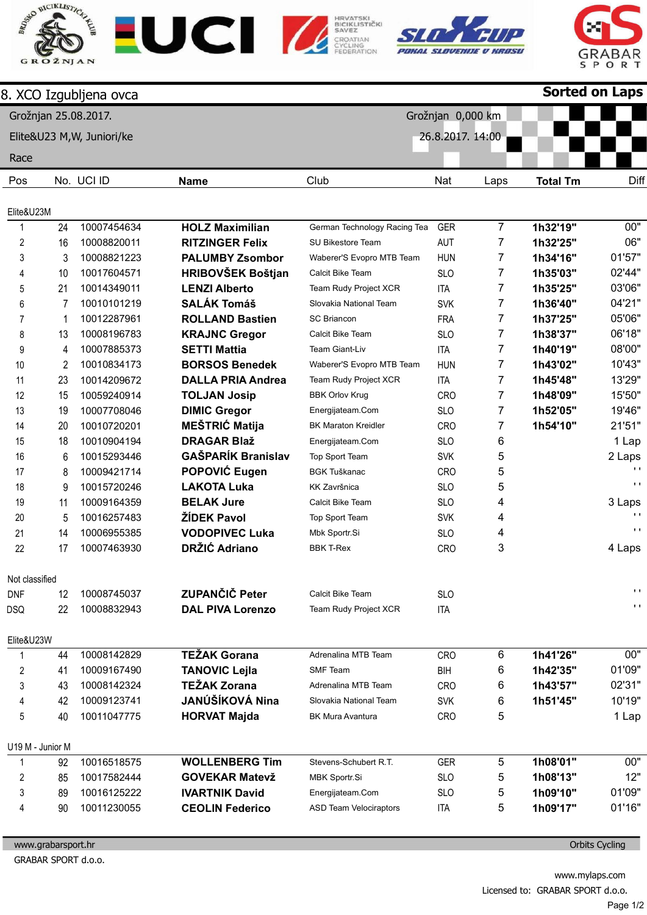# 8. XCO Izgubljena ovca

**Sorted on Laps**

Grožnjan 25.08.2017.
Elite&U23 M,W, Juniori/ke
Race

Grožnjan 0,000 km
26.8.2017. 14:00

| Pos | No. | UCI ID | Name | Club | Nat | Laps | Total Tm | Diff |
|---|---|---|---|---|---|---|---|---|
| **Elite&U23M** | | | | | | | | |
| 1 | 24 | 10007454634 | **HOLZ Maximilian** | German Technology Racing Tea | GER | 7 | **1h32'19"** | 00" |
| 2 | 16 | 10008820011 | **RITZINGER Felix** | SU Bikestore Team | AUT | 7 | **1h32'25"** | 06" |
| 3 | 3 | 10008821223 | **PALUMBY Zsombor** | Waberer'S Evopro MTB Team | HUN | 7 | **1h34'16"** | 01'57" |
| 4 | 10 | 10017604571 | **HRIBOVŠEK Boštjan** | Calcit Bike Team | SLO | 7 | **1h35'03"** | 02'44" |
| 5 | 21 | 10014349011 | **LENZI Alberto** | Team Rudy Project XCR | ITA | 7 | **1h35'25"** | 03'06" |
| 6 | 7 | 10010101219 | **SALÁK Tomáš** | Slovakia National Team | SVK | 7 | **1h36'40"** | 04'21" |
| 7 | 1 | 10012287961 | **ROLLAND Bastien** | SC Briancon | FRA | 7 | **1h37'25"** | 05'06" |
| 8 | 13 | 10008196783 | **KRAJNC Gregor** | Calcit Bike Team | SLO | 7 | **1h38'37"** | 06'18" |
| 9 | 4 | 10007885373 | **SETTI Mattia** | Team Giant-Liv | ITA | 7 | **1h40'19"** | 08'00" |
| 10 | 2 | 10010834173 | **BORSOS Benedek** | Waberer'S Evopro MTB Team | HUN | 7 | **1h43'02"** | 10'43" |
| 11 | 23 | 10014209672 | **DALLA PRIA Andrea** | Team Rudy Project XCR | ITA | 7 | **1h45'48"** | 13'29" |
| 12 | 15 | 10059240914 | **TOLJAN Josip** | BBK Orlov Krug | CRO | 7 | **1h48'09"** | 15'50" |
| 13 | 19 | 10007708046 | **DIMIC Gregor** | Energijateam.Com | SLO | 7 | **1h52'05"** | 19'46" |
| 14 | 20 | 10010720201 | **MEŠTRIĆ Matija** | BK Maraton Kreidler | CRO | 7 | **1h54'10"** | 21'51" |
| 15 | 18 | 10010904194 | **DRAGAR Blaž** | Energijateam.Com | SLO | 6 | | 1 Lap |
| 16 | 6 | 10015293446 | **GAŠPARÍK Branislav** | Top Sport Team | SVK | 5 | | 2 Laps |
| 17 | 8 | 10009421714 | **POPOVIĆ Eugen** | BGK Tuškanac | CRO | 5 | | ' ' |
| 18 | 9 | 10015720246 | **LAKOTA Luka** | KK Završnica | SLO | 5 | | ' ' |
| 19 | 11 | 10009164359 | **BELAK Jure** | Calcit Bike Team | SLO | 4 | | 3 Laps |
| 20 | 5 | 10016257483 | **ŽÍDEK Pavol** | Top Sport Team | SVK | 4 | | ' ' |
| 21 | 14 | 10006955385 | **VODOPIVEC Luka** | Mbk Sportr.Si | SLO | 4 | | ' ' |
| 22 | 17 | 10007463930 | **DRŽIĆ Adriano** | BBK T-Rex | CRO | 3 | | 4 Laps |
| **Not classified** | | | | | | | | |
| DNF | 12 | 10008745037 | **ZUPANČIČ Peter** | Calcit Bike Team | SLO | | | ' ' |
| DSQ | 22 | 10008832943 | **DAL PIVA Lorenzo** | Team Rudy Project XCR | ITA | | | ' ' |
| **Elite&U23W** | | | | | | | | |
| 1 | 44 | 10008142829 | **TEŽAK Gorana** | Adrenalina MTB Team | CRO | 6 | **1h41'26"** | 00" |
| 2 | 41 | 10009167490 | **TANOVIC Lejla** | SMF Team | BIH | 6 | **1h42'35"** | 01'09" |
| 3 | 43 | 10008142324 | **TEŽAK Zorana** | Adrenalina MTB Team | CRO | 6 | **1h43'57"** | 02'31" |
| 4 | 42 | 10009123741 | **JANÚŠÍKOVÁ Nina** | Slovakia National Team | SVK | 6 | **1h51'45"** | 10'19" |
| 5 | 40 | 10011047775 | **HORVAT Majda** | BK Mura Avantura | CRO | 5 | | 1 Lap |
| **U19 M - Junior M** | | | | | | | | |
| 1 | 92 | 10016518575 | **WOLLENBERG Tim** | Stevens-Schubert R.T. | GER | 5 | **1h08'01"** | 00" |
| 2 | 85 | 10017582444 | **GOVEKAR Matevž** | MBK Sportr.Si | SLO | 5 | **1h08'13"** | 12" |
| 3 | 89 | 10016125222 | **IVARTNIK David** | Energijateam.Com | SLO | 5 | **1h09'10"** | 01'09" |
| 4 | 90 | 10011230055 | **CEOLIN Federico** | ASD Team Velociraptors | ITA | 5 | **1h09'17"** | 01'16" |

www.grabarsport.hr — Orbits Cycling
GRABAR SPORT d.o.o.

www.mylaps.com
Licensed to: GRABAR SPORT d.o.o.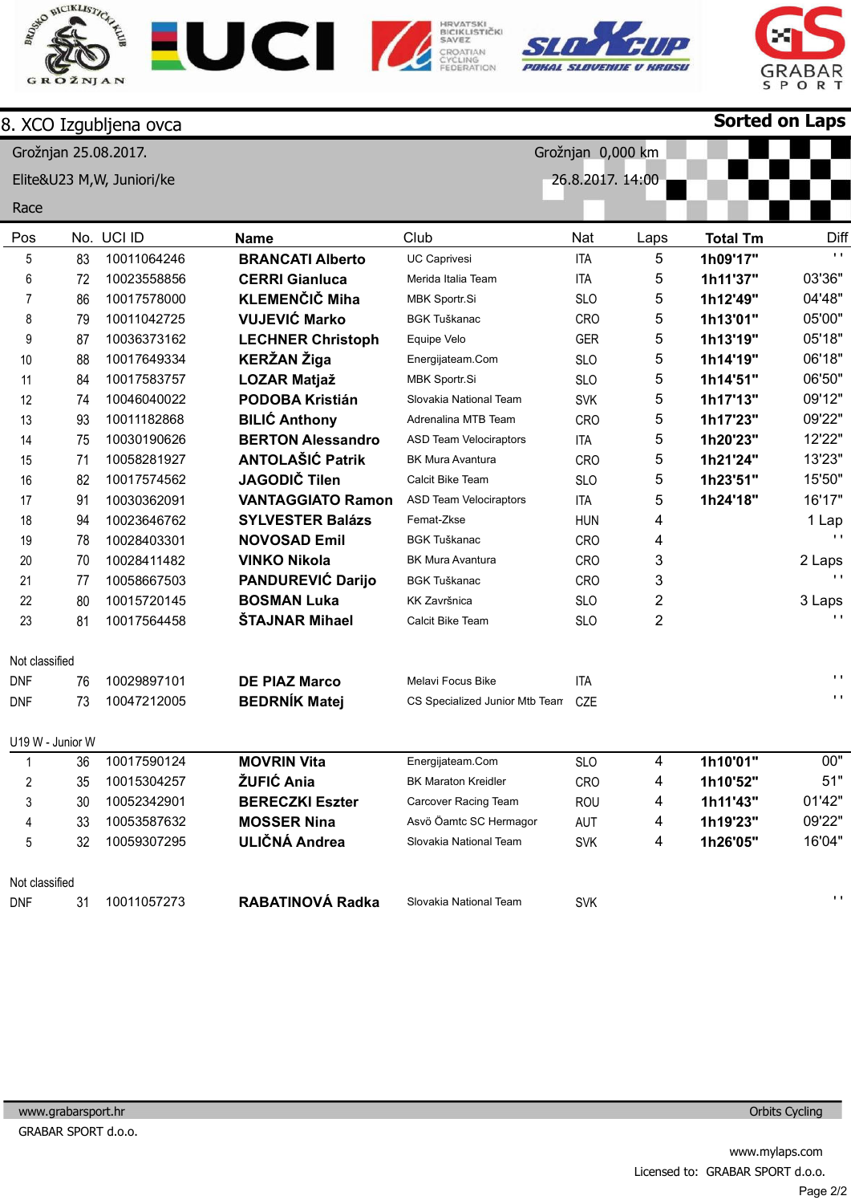# 8. XCO Izgubljena ovca

**Sorted on Laps**

Grožnjan 25.08.2017.
Elite&U23 M,W, Juniori/ke
Race

Grožnjan 0,000 km
26.8.2017. 14:00

| Pos | No. | UCI ID | Name | Club | Nat | Laps | Total Tm | Diff |
|---|---|---|---|---|---|---|---|---|
| 5 | 83 | 10011064246 | **BRANCATI Alberto** | UC Caprivesi | ITA | 5 | **1h09'17"** | ' ' |
| 6 | 72 | 10023558856 | **CERRI Gianluca** | Merida Italia Team | ITA | 5 | **1h11'37"** | 03'36" |
| 7 | 86 | 10017578000 | **KLEMENČIČ Miha** | MBK Sportr.Si | SLO | 5 | **1h12'49"** | 04'48" |
| 8 | 79 | 10011042725 | **VUJEVIĆ Marko** | BGK Tuškanac | CRO | 5 | **1h13'01"** | 05'00" |
| 9 | 87 | 10036373162 | **LECHNER Christoph** | Equipe Velo | GER | 5 | **1h13'19"** | 05'18" |
| 10 | 88 | 10017649334 | **KERŽAN Žiga** | Energijateam.Com | SLO | 5 | **1h14'19"** | 06'18" |
| 11 | 84 | 10017583757 | **LOZAR Matjaž** | MBK Sportr.Si | SLO | 5 | **1h14'51"** | 06'50" |
| 12 | 74 | 10046040022 | **PODOBA Kristián** | Slovakia National Team | SVK | 5 | **1h17'13"** | 09'12" |
| 13 | 93 | 10011182868 | **BILIĆ Anthony** | Adrenalina MTB Team | CRO | 5 | **1h17'23"** | 09'22" |
| 14 | 75 | 10030190626 | **BERTON Alessandro** | ASD Team Velociraptors | ITA | 5 | **1h20'23"** | 12'22" |
| 15 | 71 | 10058281927 | **ANTOLAŠIĆ Patrik** | BK Mura Avantura | CRO | 5 | **1h21'24"** | 13'23" |
| 16 | 82 | 10017574562 | **JAGODIČ Tilen** | Calcit Bike Team | SLO | 5 | **1h23'51"** | 15'50" |
| 17 | 91 | 10030362091 | **VANTAGGIATO Ramon** | ASD Team Velociraptors | ITA | 5 | **1h24'18"** | 16'17" |
| 18 | 94 | 10023646762 | **SYLVESTER Balázs** | Femat-Zkse | HUN | 4 | | 1 Lap |
| 19 | 78 | 10028403301 | **NOVOSAD Emil** | BGK Tuškanac | CRO | 4 | | ' ' |
| 20 | 70 | 10028411482 | **VINKO Nikola** | BK Mura Avantura | CRO | 3 | | 2 Laps |
| 21 | 77 | 10058667503 | **PANDUREVIĆ Darijo** | BGK Tuškanac | CRO | 3 | | ' ' |
| 22 | 80 | 10015720145 | **BOSMAN Luka** | KK Završnica | SLO | 2 | | 3 Laps |
| 23 | 81 | 10017564458 | **ŠTAJNAR Mihael** | Calcit Bike Team | SLO | 2 | | ' ' |

Not classified

| Pos | No. | UCI ID | Name | Club | Nat | Laps | Total Tm | Diff |
|---|---|---|---|---|---|---|---|---|
| DNF | 76 | 10029897101 | **DE PIAZ Marco** | Melavi Focus Bike | ITA | | | ' ' |
| DNF | 73 | 10047212005 | **BEDRNÍK Matej** | CS Specialized Junior Mtb Team | CZE | | | ' ' |

U19 W - Junior W

| Pos | No. | UCI ID | Name | Club | Nat | Laps | Total Tm | Diff |
|---|---|---|---|---|---|---|---|---|
| 1 | 36 | 10017590124 | **MOVRIN Vita** | Energijateam.Com | SLO | 4 | **1h10'01"** | 00" |
| 2 | 35 | 10015304257 | **ŽUFIĆ Ania** | BK Maraton Kreidler | CRO | 4 | **1h10'52"** | 51" |
| 3 | 30 | 10052342901 | **BERECZKI Eszter** | Carcover Racing Team | ROU | 4 | **1h11'43"** | 01'42" |
| 4 | 33 | 10053587632 | **MOSSER Nina** | Asvö Öamtc SC Hermagor | AUT | 4 | **1h19'23"** | 09'22" |
| 5 | 32 | 10059307295 | **ULIČNÁ Andrea** | Slovakia National Team | SVK | 4 | **1h26'05"** | 16'04" |

Not classified

| Pos | No. | UCI ID | Name | Club | Nat | Laps | Total Tm | Diff |
|---|---|---|---|---|---|---|---|---|
| DNF | 31 | 10011057273 | **RABATINOVÁ Radka** | Slovakia National Team | SVK | | | ' ' |

www.grabarsport.hr — Orbits Cycling
GRABAR SPORT d.o.o.

www.mylaps.com
Licensed to: GRABAR SPORT d.o.o.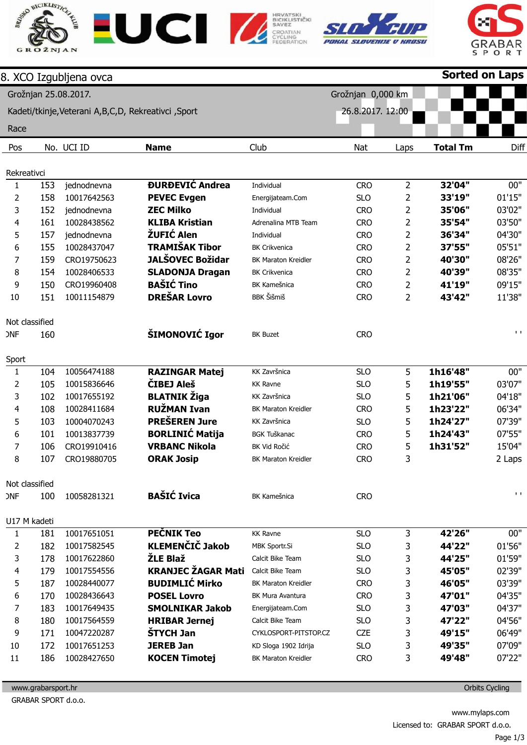# 8. XCO Izgubljena ovca

**Sorted on Laps**

Grožnjan 25.08.2017. — Grožnjan 0,000 km

Kadeti/tkinje,Veterani A,B,C,D, Rekreativci ,Sport — 26.8.2017. 12:00

Race

| Pos | No. | UCI ID | **Name** | Club | Nat | Laps | **Total Tm** | Diff |
|---|---|---|---|---|---|---|---|---|
| **Rekreativci** | | | | | | | | |
| 1 | 153 | jednodnevna | **ĐURĐEVIĆ Andrea** | Individual | CRO | 2 | **32'04"** | 00" |
| 2 | 158 | 10017642563 | **PEVEC Evgen** | Energijateam.Com | SLO | 2 | **33'19"** | 01'15" |
| 3 | 152 | jednodnevna | **ZEC Milko** | Individual | CRO | 2 | **35'06"** | 03'02" |
| 4 | 161 | 10028438562 | **KLIBA Kristian** | Adrenalina MTB Team | CRO | 2 | **35'54"** | 03'50" |
| 5 | 157 | jednodnevna | **ŽUFIĆ Alen** | Individual | CRO | 2 | **36'34"** | 04'30" |
| 6 | 155 | 10028437047 | **TRAMIŠAK Tibor** | BK Crikvenica | CRO | 2 | **37'55"** | 05'51" |
| 7 | 159 | CRO19750623 | **JALŠOVEC Božidar** | BK Maraton Kreidler | CRO | 2 | **40'30"** | 08'26" |
| 8 | 154 | 10028406533 | **SLADONJA Dragan** | BK Crikvenica | CRO | 2 | **40'39"** | 08'35" |
| 9 | 150 | CRO19960408 | **BAŠIĆ Tino** | BK Kamešnica | CRO | 2 | **41'19"** | 09'15" |
| 10 | 151 | 10011154879 | **DREŠAR Lovro** | BBK Šišmiš | CRO | 2 | **43'42"** | 11'38" |
| **Not classified** | | | | | | | | |
| DNF | 160 | | **ŠIMONOVIĆ Igor** | BK Buzet | CRO | | | ' ' |
| **Sport** | | | | | | | | |
| 1 | 104 | 10056474188 | **RAZINGAR Matej** | KK Završnica | SLO | 5 | **1h16'48"** | 00" |
| 2 | 105 | 10015836646 | **ČIBEJ Aleš** | KK Ravne | SLO | 5 | **1h19'55"** | 03'07" |
| 3 | 102 | 10017655192 | **BLATNIK Žiga** | KK Završnica | SLO | 5 | **1h21'06"** | 04'18" |
| 4 | 108 | 10028411684 | **RUŽMAN Ivan** | BK Maraton Kreidler | CRO | 5 | **1h23'22"** | 06'34" |
| 5 | 103 | 10004070243 | **PREŠEREN Jure** | KK Završnica | SLO | 5 | **1h24'27"** | 07'39" |
| 6 | 101 | 10013837739 | **BORLINIĆ Matija** | BGK Tuškanac | CRO | 5 | **1h24'43"** | 07'55" |
| 7 | 106 | CRO19910416 | **VRBANC Nikola** | BK Vid Ročić | CRO | 5 | **1h31'52"** | 15'04" |
| 8 | 107 | CRO19880705 | **ORAK Josip** | BK Maraton Kreidler | CRO | 3 | | 2 Laps |
| **Not classified** | | | | | | | | |
| DNF | 100 | 10058281321 | **BAŠIĆ Ivica** | BK Kamešnica | CRO | | | ' ' |
| **U17 M kadeti** | | | | | | | | |
| 1 | 181 | 10017651051 | **PEČNIK Teo** | KK Ravne | SLO | 3 | **42'26"** | 00" |
| 2 | 182 | 10017582545 | **KLEMENČIČ Jakob** | MBK Sportr.Si | SLO | 3 | **44'22"** | 01'56" |
| 3 | 178 | 10017622860 | **ŽLE Blaž** | Calcit Bike Team | SLO | 3 | **44'25"** | 01'59" |
| 4 | 179 | 10017554556 | **KRANJEC ŽAGAR Mati** | Calcit Bike Team | SLO | 3 | **45'05"** | 02'39" |
| 5 | 187 | 10028440077 | **BUDIMLIĆ Mirko** | BK Maraton Kreidler | CRO | 3 | **46'05"** | 03'39" |
| 6 | 170 | 10028436643 | **POSEL Lovro** | BK Mura Avantura | CRO | 3 | **47'01"** | 04'35" |
| 7 | 183 | 10017649435 | **SMOLNIKAR Jakob** | Energijateam.Com | SLO | 3 | **47'03"** | 04'37" |
| 8 | 180 | 10017564559 | **HRIBAR Jernej** | Calcit Bike Team | SLO | 3 | **47'22"** | 04'56" |
| 9 | 171 | 10047220287 | **ŠTYCH Jan** | CYKLOSPORT-PITSTOP.CZ | CZE | 3 | **49'15"** | 06'49" |
| 10 | 172 | 10017651253 | **JEREB Jan** | KD Sloga 1902 Idrija | SLO | 3 | **49'35"** | 07'09" |
| 11 | 186 | 10028427650 | **KOCEN Timotej** | BK Maraton Kreidler | CRO | 3 | **49'48"** | 07'22" |

www.grabarsport.hr — Orbits Cycling

GRABAR SPORT d.o.o.

www.mylaps.com

Licensed to: GRABAR SPORT d.o.o.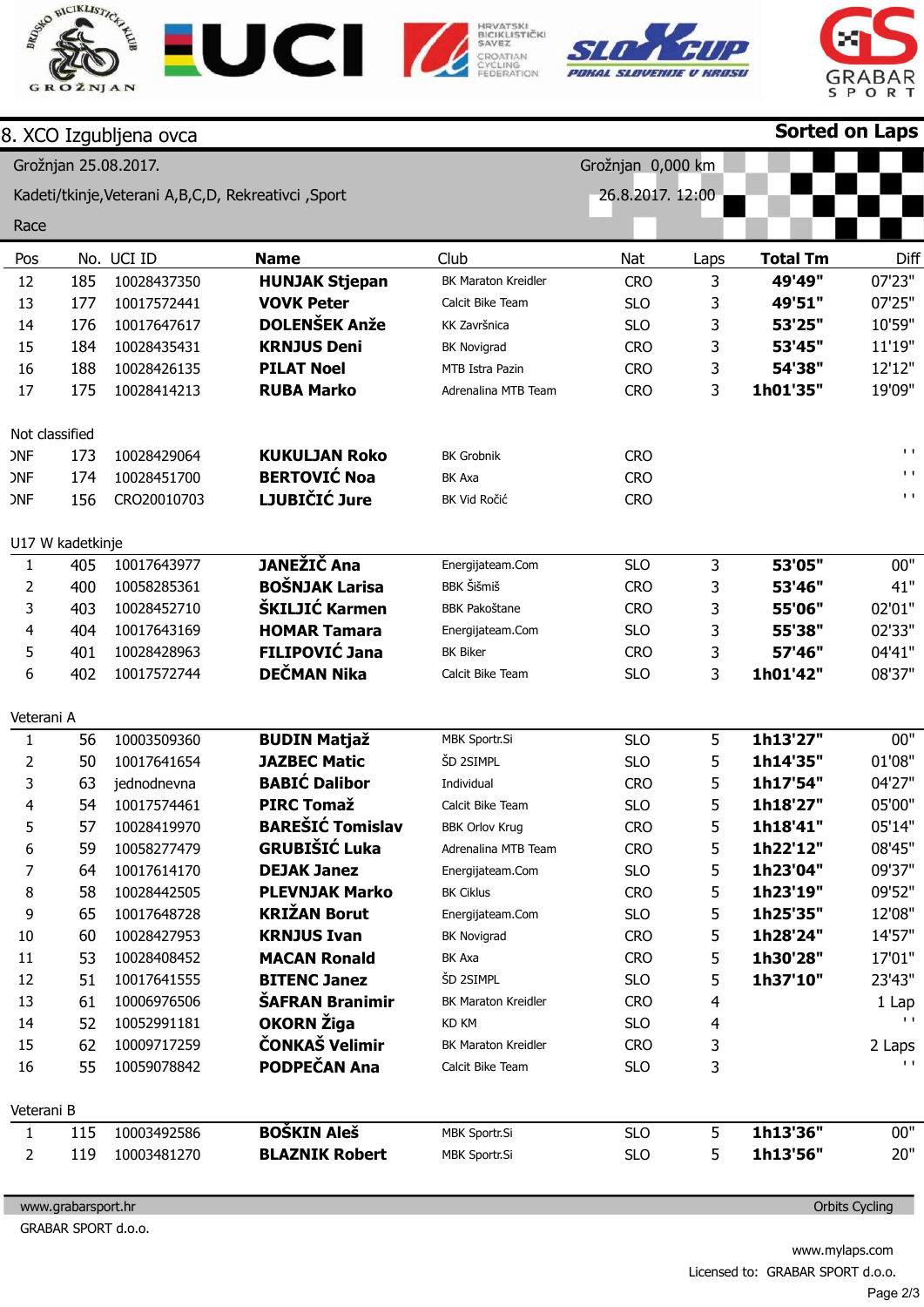## 8. XCO Izgubljena ovca

**Sorted on Laps**

Grožnjan 25.08.2017.
Kadeti/tkinje,Veterani A,B,C,D, Rekreativci ,Sport
Race

Grožnjan 0,000 km
26.8.2017. 12:00

| Pos | No. | UCI ID | Name | Club | Nat | Laps | Total Tm | Diff |
|---|---|---|---|---|---|---|---|---|
| 12 | 185 | 10028437350 | **HUNJAK Stjepan** | BK Maraton Kreidler | CRO | 3 | **49'49"** | 07'23" |
| 13 | 177 | 10017572441 | **VOVK Peter** | Calcit Bike Team | SLO | 3 | **49'51"** | 07'25" |
| 14 | 176 | 10017647617 | **DOLENŠEK Anže** | KK Završnica | SLO | 3 | **53'25"** | 10'59" |
| 15 | 184 | 10028435431 | **KRNJUS Deni** | BK Novigrad | CRO | 3 | **53'45"** | 11'19" |
| 16 | 188 | 10028426135 | **PILAT Noel** | MTB Istra Pazin | CRO | 3 | **54'38"** | 12'12" |
| 17 | 175 | 10028414213 | **RUBA Marko** | Adrenalina MTB Team | CRO | 3 | **1h01'35"** | 19'09" |
| **Not classified** | | | | | | | | |
| DNF | 173 | 10028429064 | **KUKULJAN Roko** | BK Grobnik | CRO | | | ' ' |
| DNF | 174 | 10028451700 | **BERTOVIĆ Noa** | BK Axa | CRO | | | ' ' |
| DNF | 156 | CRO20010703 | **LJUBIČIĆ Jure** | BK Vid Ročić | CRO | | | ' ' |

### U17 W kadetkinje

| Pos | No. | UCI ID | Name | Club | Nat | Laps | Total Tm | Diff |
|---|---|---|---|---|---|---|---|---|
| 1 | 405 | 10017643977 | **JANEŽIČ Ana** | Energijateam.Com | SLO | 3 | **53'05"** | 00" |
| 2 | 400 | 10058285361 | **BOŠNJAK Larisa** | BBK Šišmiš | CRO | 3 | **53'46"** | 41" |
| 3 | 403 | 10028452710 | **ŠKILJIĆ Karmen** | BBK Pakoštane | CRO | 3 | **55'06"** | 02'01" |
| 4 | 404 | 10017643169 | **HOMAR Tamara** | Energijateam.Com | SLO | 3 | **55'38"** | 02'33" |
| 5 | 401 | 10028428963 | **FILIPOVIĆ Jana** | BK Biker | CRO | 3 | **57'46"** | 04'41" |
| 6 | 402 | 10017572744 | **DEČMAN Nika** | Calcit Bike Team | SLO | 3 | **1h01'42"** | 08'37" |

### Veterani A

| Pos | No. | UCI ID | Name | Club | Nat | Laps | Total Tm | Diff |
|---|---|---|---|---|---|---|---|---|
| 1 | 56 | 10003509360 | **BUDIN Matjaž** | MBK Sportr.Si | SLO | 5 | **1h13'27"** | 00" |
| 2 | 50 | 10017641654 | **JAZBEC Matic** | ŠD 2SIMPL | SLO | 5 | **1h14'35"** | 01'08" |
| 3 | 63 | jednodnevna | **BABIĆ Dalibor** | Individual | CRO | 5 | **1h17'54"** | 04'27" |
| 4 | 54 | 10017574461 | **PIRC Tomaž** | Calcit Bike Team | SLO | 5 | **1h18'27"** | 05'00" |
| 5 | 57 | 10028419970 | **BAREŠIĆ Tomislav** | BBK Orlov Krug | CRO | 5 | **1h18'41"** | 05'14" |
| 6 | 59 | 10058277479 | **GRUBIŠIĆ Luka** | Adrenalina MTB Team | CRO | 5 | **1h22'12"** | 08'45" |
| 7 | 64 | 10017614170 | **DEJAK Janez** | Energijateam.Com | SLO | 5 | **1h23'04"** | 09'37" |
| 8 | 58 | 10028442505 | **PLEVNJAK Marko** | BK Ciklus | CRO | 5 | **1h23'19"** | 09'52" |
| 9 | 65 | 10017648728 | **KRIŽAN Borut** | Energijateam.Com | SLO | 5 | **1h25'35"** | 12'08" |
| 10 | 60 | 10028427953 | **KRNJUS Ivan** | BK Novigrad | CRO | 5 | **1h28'24"** | 14'57" |
| 11 | 53 | 10028408452 | **MACAN Ronald** | BK Axa | CRO | 5 | **1h30'28"** | 17'01" |
| 12 | 51 | 10017641555 | **BITENC Janez** | ŠD 2SIMPL | SLO | 5 | **1h37'10"** | 23'43" |
| 13 | 61 | 10006976506 | **ŠAFRAN Branimir** | BK Maraton Kreidler | CRO | 4 | | 1 Lap |
| 14 | 52 | 10052991181 | **OKORN Žiga** | KD KM | SLO | 4 | | ' ' |
| 15 | 62 | 10009717259 | **ČONKAŠ Velimir** | BK Maraton Kreidler | CRO | 3 | | 2 Laps |
| 16 | 55 | 10059078842 | **PODPEČAN Ana** | Calcit Bike Team | SLO | 3 | | ' ' |

### Veterani B

| Pos | No. | UCI ID | Name | Club | Nat | Laps | Total Tm | Diff |
|---|---|---|---|---|---|---|---|---|
| 1 | 115 | 10003492586 | **BOŠKIN Aleš** | MBK Sportr.Si | SLO | 5 | **1h13'36"** | 00" |
| 2 | 119 | 10003481270 | **BLAZNIK Robert** | MBK Sportr.Si | SLO | 5 | **1h13'56"** | 20" |

www.grabarsport.hr — Orbits Cycling
GRABAR SPORT d.o.o.
www.mylaps.com
Licensed to: GRABAR SPORT d.o.o.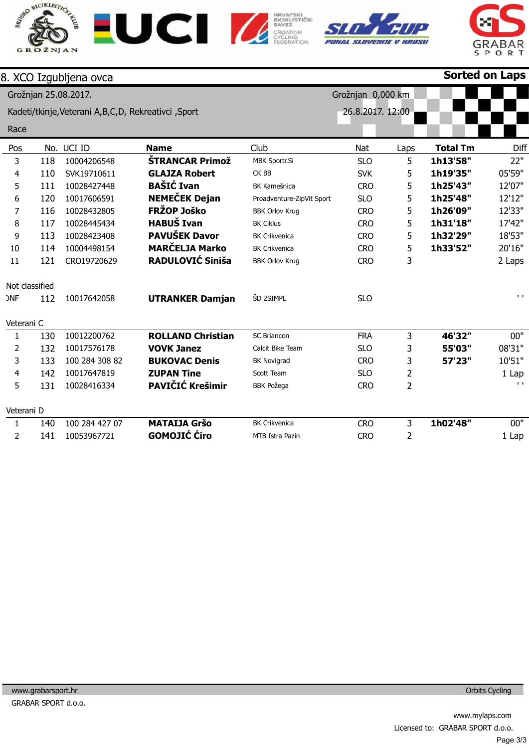# 8. XCO Izgubljena ovca

**Sorted on Laps**

Grožnjan 25.08.2017.

Kadeti/tkinje,Veterani A,B,C,D, Rekreativci ,Sport

Race

Grožnjan 0,000 km

26.8.2017. 12:00

| Pos | No. | UCI ID | Name | Club | Nat | Laps | Total Tm | Diff |
|---|---|---|---|---|---|---|---|---|
| 3 | 118 | 10004206548 | **ŠTRANCAR Primož** | MBK Sportr.Si | SLO | 5 | **1h13'58"** | 22" |
| 4 | 110 | SVK19710611 | **GLAJZA Robert** | CK BB | SVK | 5 | **1h19'35"** | 05'59" |
| 5 | 111 | 10028427448 | **BAŠIĆ Ivan** | BK Kamešnica | CRO | 5 | **1h25'43"** | 12'07" |
| 6 | 120 | 10017606591 | **NEMEČEK Dejan** | Proadventure-ZipVit Sport | SLO | 5 | **1h25'48"** | 12'12" |
| 7 | 116 | 10028432805 | **FRŽOP Joško** | BBK Orlov Krug | CRO | 5 | **1h26'09"** | 12'33" |
| 8 | 117 | 10028445434 | **HABUŠ Ivan** | BK Ciklus | CRO | 5 | **1h31'18"** | 17'42" |
| 9 | 113 | 10028423408 | **PAVUŠEK Davor** | BK Crikvenica | CRO | 5 | **1h32'29"** | 18'53" |
| 10 | 114 | 10004498154 | **MARČELJA Marko** | BK Crikvenica | CRO | 5 | **1h33'52"** | 20'16" |
| 11 | 121 | CRO19720629 | **RADULOVIĆ Siniša** | BBK Orlov Krug | CRO | 3 | | 2 Laps |

Not classified

| Pos | No. | UCI ID | Name | Club | Nat | Laps | Total Tm | Diff |
|---|---|---|---|---|---|---|---|---|
| DNF | 112 | 10017642058 | **UTRANKER Damjan** | ŠD 2SIMPL | SLO | | | ' ' |

Veterani C

| Pos | No. | UCI ID | Name | Club | Nat | Laps | Total Tm | Diff |
|---|---|---|---|---|---|---|---|---|
| 1 | 130 | 10012200762 | **ROLLAND Christian** | SC Briancon | FRA | 3 | **46'32"** | 00" |
| 2 | 132 | 10017576178 | **VOVK Janez** | Calcit Bike Team | SLO | 3 | **55'03"** | 08'31" |
| 3 | 133 | 100 284 308 82 | **BUKOVAC Denis** | BK Novigrad | CRO | 3 | **57'23"** | 10'51" |
| 4 | 142 | 10017647819 | **ZUPAN Tine** | Scott Team | SLO | 2 | | 1 Lap |
| 5 | 131 | 10028416334 | **PAVIČIĆ Krešimir** | BBK Požega | CRO | 2 | | ' ' |

Veterani D

| Pos | No. | UCI ID | Name | Club | Nat | Laps | Total Tm | Diff |
|---|---|---|---|---|---|---|---|---|
| 1 | 140 | 100 284 427 07 | **MATAIJA Gršo** | BK Crikvenica | CRO | 3 | **1h02'48"** | 00" |
| 2 | 141 | 10053967721 | **GOMOJIĆ Ćiro** | MTB Istra Pazin | CRO | 2 | | 1 Lap |

www.grabarsport.hr — Orbits Cycling

GRABAR SPORT d.o.o.

www.mylaps.com

Licensed to: GRABAR SPORT d.o.o.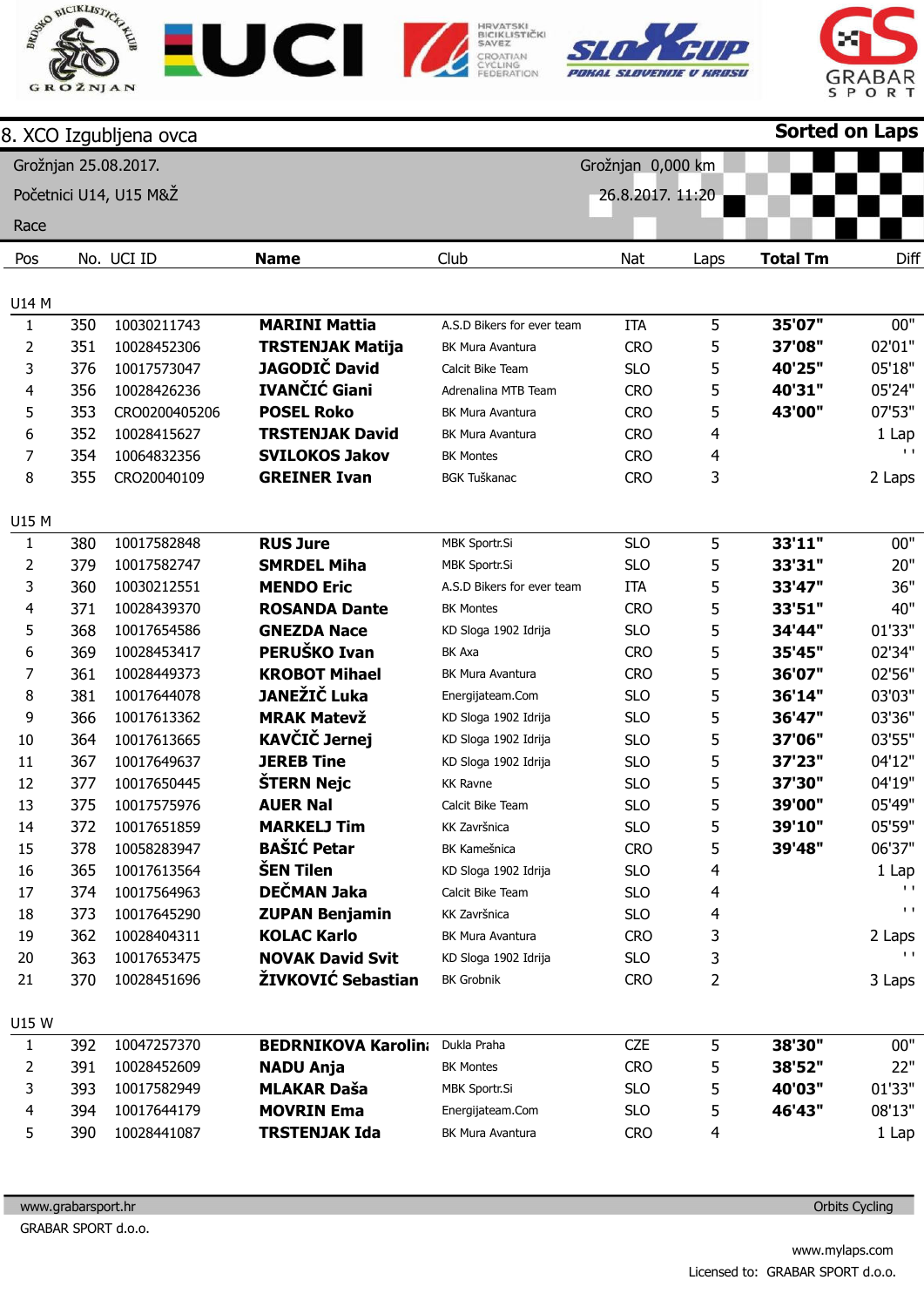## 8. XCO Izgubljena ovca

**Sorted on Laps**

Grožnjan 25.08.2017.
Početnici U14, U15 M&Ž
Race

Grožnjan 0,000 km
26.8.2017. 11:20

| Pos | No. | UCI ID | Name | Club | Nat | Laps | Total Tm | Diff |
|---|---|---|---|---|---|---|---|---|
| **U14 M** | | | | | | | | |
| 1 | 350 | 10030211743 | **MARINI Mattia** | A.S.D Bikers for ever team | ITA | 5 | **35'07"** | 00" |
| 2 | 351 | 10028452306 | **TRSTENJAK Matija** | BK Mura Avantura | CRO | 5 | **37'08"** | 02'01" |
| 3 | 376 | 10017573047 | **JAGODIČ David** | Calcit Bike Team | SLO | 5 | **40'25"** | 05'18" |
| 4 | 356 | 10028426236 | **IVANČIĆ Giani** | Adrenalina MTB Team | CRO | 5 | **40'31"** | 05'24" |
| 5 | 353 | CRO0200405206 | **POSEL Roko** | BK Mura Avantura | CRO | 5 | **43'00"** | 07'53" |
| 6 | 352 | 10028415627 | **TRSTENJAK David** | BK Mura Avantura | CRO | 4 | | 1 Lap |
| 7 | 354 | 10064832356 | **SVILOKOS Jakov** | BK Montes | CRO | 4 | | ' ' |
| 8 | 355 | CRO20040109 | **GREINER Ivan** | BGK Tuškanac | CRO | 3 | | 2 Laps |
| **U15 M** | | | | | | | | |
| 1 | 380 | 10017582848 | **RUS Jure** | MBK Sportr.Si | SLO | 5 | **33'11"** | 00" |
| 2 | 379 | 10017582747 | **SMRDEL Miha** | MBK Sportr.Si | SLO | 5 | **33'31"** | 20" |
| 3 | 360 | 10030212551 | **MENDO Eric** | A.S.D Bikers for ever team | ITA | 5 | **33'47"** | 36" |
| 4 | 371 | 10028439370 | **ROSANDA Dante** | BK Montes | CRO | 5 | **33'51"** | 40" |
| 5 | 368 | 10017654586 | **GNEZDA Nace** | KD Sloga 1902 Idrija | SLO | 5 | **34'44"** | 01'33" |
| 6 | 369 | 10028453417 | **PERUŠKO Ivan** | BK Axa | CRO | 5 | **35'45"** | 02'34" |
| 7 | 361 | 10028449373 | **KROBOT Mihael** | BK Mura Avantura | CRO | 5 | **36'07"** | 02'56" |
| 8 | 381 | 10017644078 | **JANEŽIČ Luka** | Energijateam.Com | SLO | 5 | **36'14"** | 03'03" |
| 9 | 366 | 10017613362 | **MRAK Matevž** | KD Sloga 1902 Idrija | SLO | 5 | **36'47"** | 03'36" |
| 10 | 364 | 10017613665 | **KAVČIČ Jernej** | KD Sloga 1902 Idrija | SLO | 5 | **37'06"** | 03'55" |
| 11 | 367 | 10017649637 | **JEREB Tine** | KD Sloga 1902 Idrija | SLO | 5 | **37'23"** | 04'12" |
| 12 | 377 | 10017650445 | **ŠTERN Nejc** | KK Ravne | SLO | 5 | **37'30"** | 04'19" |
| 13 | 375 | 10017575976 | **AUER Nal** | Calcit Bike Team | SLO | 5 | **39'00"** | 05'49" |
| 14 | 372 | 10017651859 | **MARKELJ Tim** | KK Završnica | SLO | 5 | **39'10"** | 05'59" |
| 15 | 378 | 10058283947 | **BAŠIĆ Petar** | BK Kamešnica | CRO | 5 | **39'48"** | 06'37" |
| 16 | 365 | 10017613564 | **ŠEN Tilen** | KD Sloga 1902 Idrija | SLO | 4 | | 1 Lap |
| 17 | 374 | 10017564963 | **DEČMAN Jaka** | Calcit Bike Team | SLO | 4 | | ' ' |
| 18 | 373 | 10017645290 | **ZUPAN Benjamin** | KK Završnica | SLO | 4 | | ' ' |
| 19 | 362 | 10028404311 | **KOLAC Karlo** | BK Mura Avantura | CRO | 3 | | 2 Laps |
| 20 | 363 | 10017653475 | **NOVAK David Svit** | KD Sloga 1902 Idrija | SLO | 3 | | ' ' |
| 21 | 370 | 10028451696 | **ŽIVKOVIĆ Sebastian** | BK Grobnik | CRO | 2 | | 3 Laps |
| **U15 W** | | | | | | | | |
| 1 | 392 | 10047257370 | **BEDRNIKOVA Karolina** | Dukla Praha | CZE | 5 | **38'30"** | 00" |
| 2 | 391 | 10028452609 | **NADU Anja** | BK Montes | CRO | 5 | **38'52"** | 22" |
| 3 | 393 | 10017582949 | **MLAKAR Daša** | MBK Sportr.Si | SLO | 5 | **40'03"** | 01'33" |
| 4 | 394 | 10017644179 | **MOVRIN Ema** | Energijateam.Com | SLO | 5 | **46'43"** | 08'13" |
| 5 | 390 | 10028441087 | **TRSTENJAK Ida** | BK Mura Avantura | CRO | 4 | | 1 Lap |

www.grabarsport.hr — Orbits Cycling
GRABAR SPORT d.o.o.

www.mylaps.com
Licensed to: GRABAR SPORT d.o.o.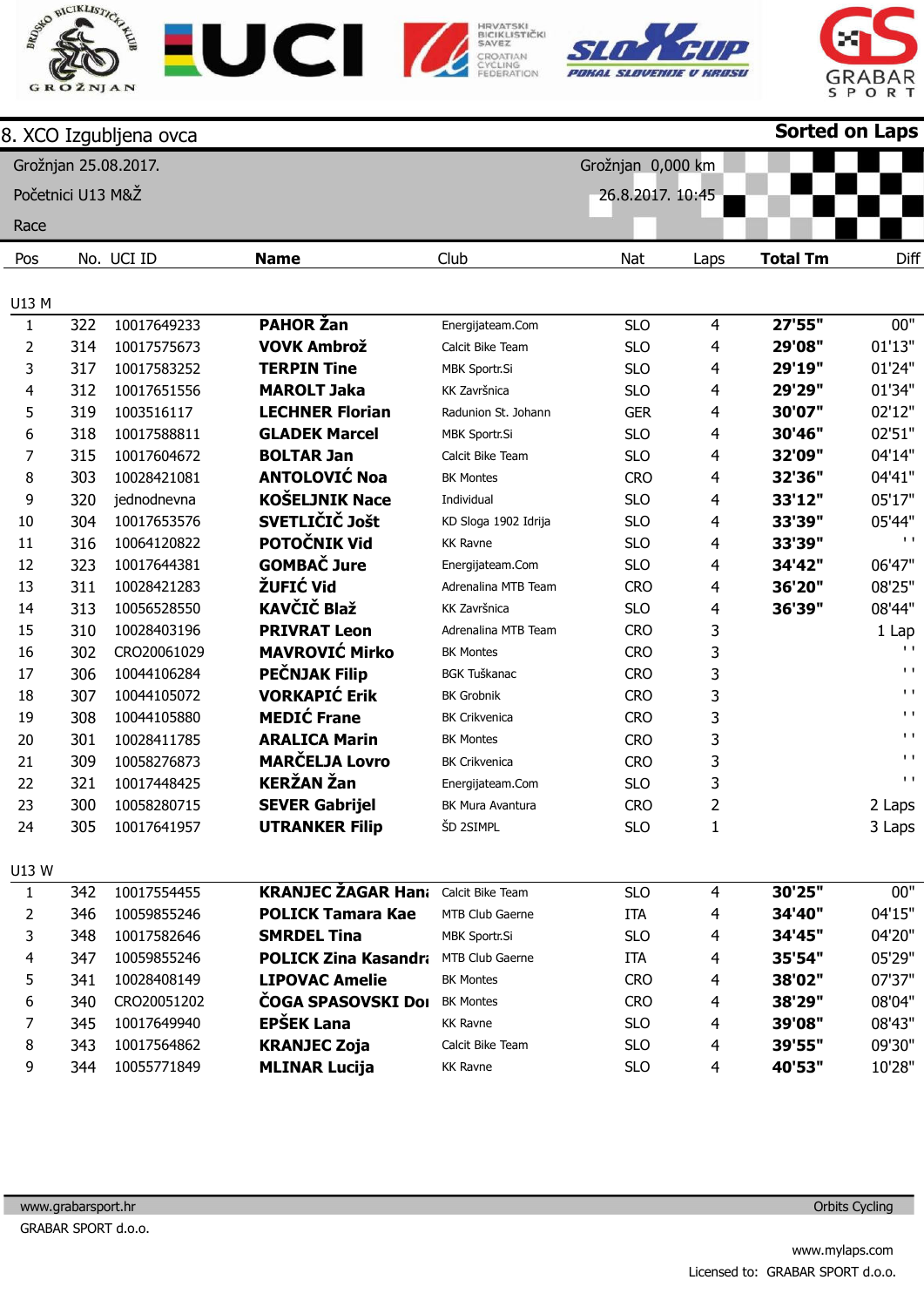## 8. XCO Izgubljena ovca

**Sorted on Laps**

Grožnjan 25.08.2017.
Početnici U13 M&Ž
Race

Grožnjan 0,000 km
26.8.2017. 10:45

| Pos | No. | UCI ID | **Name** | Club | Nat | Laps | **Total Tm** | Diff |
|---|---|---|---|---|---|---|---|---|
| U13 M | | | | | | | | |
| 1 | 322 | 10017649233 | **PAHOR Žan** | Energijateam.Com | SLO | 4 | **27'55"** | 00" |
| 2 | 314 | 10017575673 | **VOVK Ambrož** | Calcit Bike Team | SLO | 4 | **29'08"** | 01'13" |
| 3 | 317 | 10017583252 | **TERPIN Tine** | MBK Sportr.Si | SLO | 4 | **29'19"** | 01'24" |
| 4 | 312 | 10017651556 | **MAROLT Jaka** | KK Završnica | SLO | 4 | **29'29"** | 01'34" |
| 5 | 319 | 1003516117 | **LECHNER Florian** | Radunion St. Johann | GER | 4 | **30'07"** | 02'12" |
| 6 | 318 | 10017588811 | **GLADEK Marcel** | MBK Sportr.Si | SLO | 4 | **30'46"** | 02'51" |
| 7 | 315 | 10017604672 | **BOLTAR Jan** | Calcit Bike Team | SLO | 4 | **32'09"** | 04'14" |
| 8 | 303 | 10028421081 | **ANTOLOVIĆ Noa** | BK Montes | CRO | 4 | **32'36"** | 04'41" |
| 9 | 320 | jednodnevna | **KOŠELJNIK Nace** | Individual | SLO | 4 | **33'12"** | 05'17" |
| 10 | 304 | 10017653576 | **SVETLIČIČ Jošt** | KD Sloga 1902 Idrija | SLO | 4 | **33'39"** | 05'44" |
| 11 | 316 | 10064120822 | **POTOČNIK Vid** | KK Ravne | SLO | 4 | **33'39"** | ' ' |
| 12 | 323 | 10017644381 | **GOMBAČ Jure** | Energijateam.Com | SLO | 4 | **34'42"** | 06'47" |
| 13 | 311 | 10028421283 | **ŽUFIĆ Vid** | Adrenalina MTB Team | CRO | 4 | **36'20"** | 08'25" |
| 14 | 313 | 10056528550 | **KAVČIČ Blaž** | KK Završnica | SLO | 4 | **36'39"** | 08'44" |
| 15 | 310 | 10028403196 | **PRIVRAT Leon** | Adrenalina MTB Team | CRO | 3 | | 1 Lap |
| 16 | 302 | CRO20061029 | **MAVROVIĆ Mirko** | BK Montes | CRO | 3 | | ' ' |
| 17 | 306 | 10044106284 | **PEČNJAK Filip** | BGK Tuškanac | CRO | 3 | | ' ' |
| 18 | 307 | 10044105072 | **VORKAPIĆ Erik** | BK Grobnik | CRO | 3 | | ' ' |
| 19 | 308 | 10044105880 | **MEDIĆ Frane** | BK Crikvenica | CRO | 3 | | ' ' |
| 20 | 301 | 10028411785 | **ARALICA Marin** | BK Montes | CRO | 3 | | ' ' |
| 21 | 309 | 10058276873 | **MARČELJA Lovro** | BK Crikvenica | CRO | 3 | | ' ' |
| 22 | 321 | 10017448425 | **KERŽAN Žan** | Energijateam.Com | SLO | 3 | | ' ' |
| 23 | 300 | 10058280715 | **SEVER Gabrijel** | BK Mura Avantura | CRO | 2 | | 2 Laps |
| 24 | 305 | 10017641957 | **UTRANKER Filip** | ŠD 2SIMPL | SLO | 1 | | 3 Laps |
| U13 W | | | | | | | | |
| 1 | 342 | 10017554455 | **KRANJEC ŽAGAR Hana** | Calcit Bike Team | SLO | 4 | **30'25"** | 00" |
| 2 | 346 | 10059855246 | **POLICK Tamara Kae** | MTB Club Gaerne | ITA | 4 | **34'40"** | 04'15" |
| 3 | 348 | 10017582646 | **SMRDEL Tina** | MBK Sportr.Si | SLO | 4 | **34'45"** | 04'20" |
| 4 | 347 | 10059855246 | **POLICK Zina Kasandra** | MTB Club Gaerne | ITA | 4 | **35'54"** | 05'29" |
| 5 | 341 | 10028408149 | **LIPOVAC Amelie** | BK Montes | CRO | 4 | **38'02"** | 07'37" |
| 6 | 340 | CRO20051202 | **ČOGA SPASOVSKI Dora** | BK Montes | CRO | 4 | **38'29"** | 08'04" |
| 7 | 345 | 10017649940 | **EPŠEK Lana** | KK Ravne | SLO | 4 | **39'08"** | 08'43" |
| 8 | 343 | 10017564862 | **KRANJEC Zoja** | Calcit Bike Team | SLO | 4 | **39'55"** | 09'30" |
| 9 | 344 | 10055771849 | **MLINAR Lucija** | KK Ravne | SLO | 4 | **40'53"** | 10'28" |

www.grabarsport.hr — Orbits Cycling
GRABAR SPORT d.o.o.

www.mylaps.com
Licensed to: GRABAR SPORT d.o.o.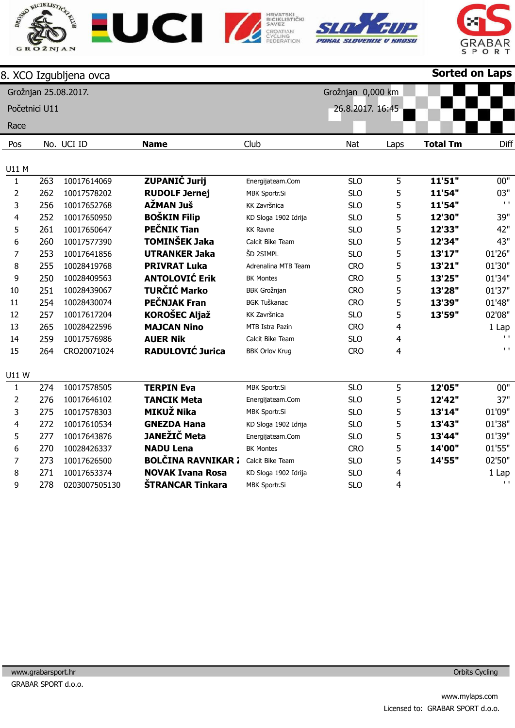# 8. XCO Izgubljena ovca

**Sorted on Laps**

Grožnjan 25.08.2017.

Početnici U11

Race

Grožnjan 0,000 km

26.8.2017. 16:45

| Pos | No. | UCI ID | **Name** | Club | Nat | Laps | **Total Tm** | Diff |
|---|---|---|---|---|---|---|---|---|
| **U11 M** | | | | | | | | |
| 1 | 263 | 10017614069 | **ZUPANIČ Jurij** | Energijateam.Com | SLO | 5 | **11'51"** | 00" |
| 2 | 262 | 10017578202 | **RUDOLF Jernej** | MBK Sportr.Si | SLO | 5 | **11'54"** | 03" |
| 3 | 256 | 10017652768 | **AŽMAN Juš** | KK Završnica | SLO | 5 | **11'54"** | ' ' |
| 4 | 252 | 10017650950 | **BOŠKIN Filip** | KD Sloga 1902 Idrija | SLO | 5 | **12'30"** | 39" |
| 5 | 261 | 10017650647 | **PEČNIK Tian** | KK Ravne | SLO | 5 | **12'33"** | 42" |
| 6 | 260 | 10017577390 | **TOMINŠEK Jaka** | Calcit Bike Team | SLO | 5 | **12'34"** | 43" |
| 7 | 253 | 10017641856 | **UTRANKER Jaka** | ŠD 2SIMPL | SLO | 5 | **13'17"** | 01'26" |
| 8 | 255 | 10028419768 | **PRIVRAT Luka** | Adrenalina MTB Team | CRO | 5 | **13'21"** | 01'30" |
| 9 | 250 | 10028409563 | **ANTOLOVIĆ Erik** | BK Montes | CRO | 5 | **13'25"** | 01'34" |
| 10 | 251 | 10028439067 | **TURČIĆ Marko** | BBK Grožnjan | CRO | 5 | **13'28"** | 01'37" |
| 11 | 254 | 10028430074 | **PEČNJAK Fran** | BGK Tuškanac | CRO | 5 | **13'39"** | 01'48" |
| 12 | 257 | 10017617204 | **KOROŠEC Aljaž** | KK Završnica | SLO | 5 | **13'59"** | 02'08" |
| 13 | 265 | 10028422596 | **MAJCAN Nino** | MTB Istra Pazin | CRO | 4 | | 1 Lap |
| 14 | 259 | 10017576986 | **AUER Nik** | Calcit Bike Team | SLO | 4 | | ' ' |
| 15 | 264 | CRO20071024 | **RADULOVIĆ Jurica** | BBK Orlov Krug | CRO | 4 | | ' ' |
| **U11 W** | | | | | | | | |
| 1 | 274 | 10017578505 | **TERPIN Eva** | MBK Sportr.Si | SLO | 5 | **12'05"** | 00" |
| 2 | 276 | 10017646102 | **TANCIK Meta** | Energijateam.Com | SLO | 5 | **12'42"** | 37" |
| 3 | 275 | 10017578303 | **MIKUŽ Nika** | MBK Sportr.Si | SLO | 5 | **13'14"** | 01'09" |
| 4 | 272 | 10017610534 | **GNEZDA Hana** | KD Sloga 1902 Idrija | SLO | 5 | **13'43"** | 01'38" |
| 5 | 277 | 10017643876 | **JANEŽIČ Meta** | Energijateam.Com | SLO | 5 | **13'44"** | 01'39" |
| 6 | 270 | 10028426337 | **NADU Lena** | BK Montes | CRO | 5 | **14'00"** | 01'55" |
| 7 | 273 | 10017626500 | **BOLČINA RAVNIKAR Z** | Calcit Bike Team | SLO | 5 | **14'55"** | 02'50" |
| 8 | 271 | 10017653374 | **NOVAK Ivana Rosa** | KD Sloga 1902 Idrija | SLO | 4 | | 1 Lap |
| 9 | 278 | 0203007505130 | **ŠTRANCAR Tinkara** | MBK Sportr.Si | SLO | 4 | | ' ' |

www.grabarsport.hr — Orbits Cycling

GRABAR SPORT d.o.o.

www.mylaps.com

Licensed to: GRABAR SPORT d.o.o.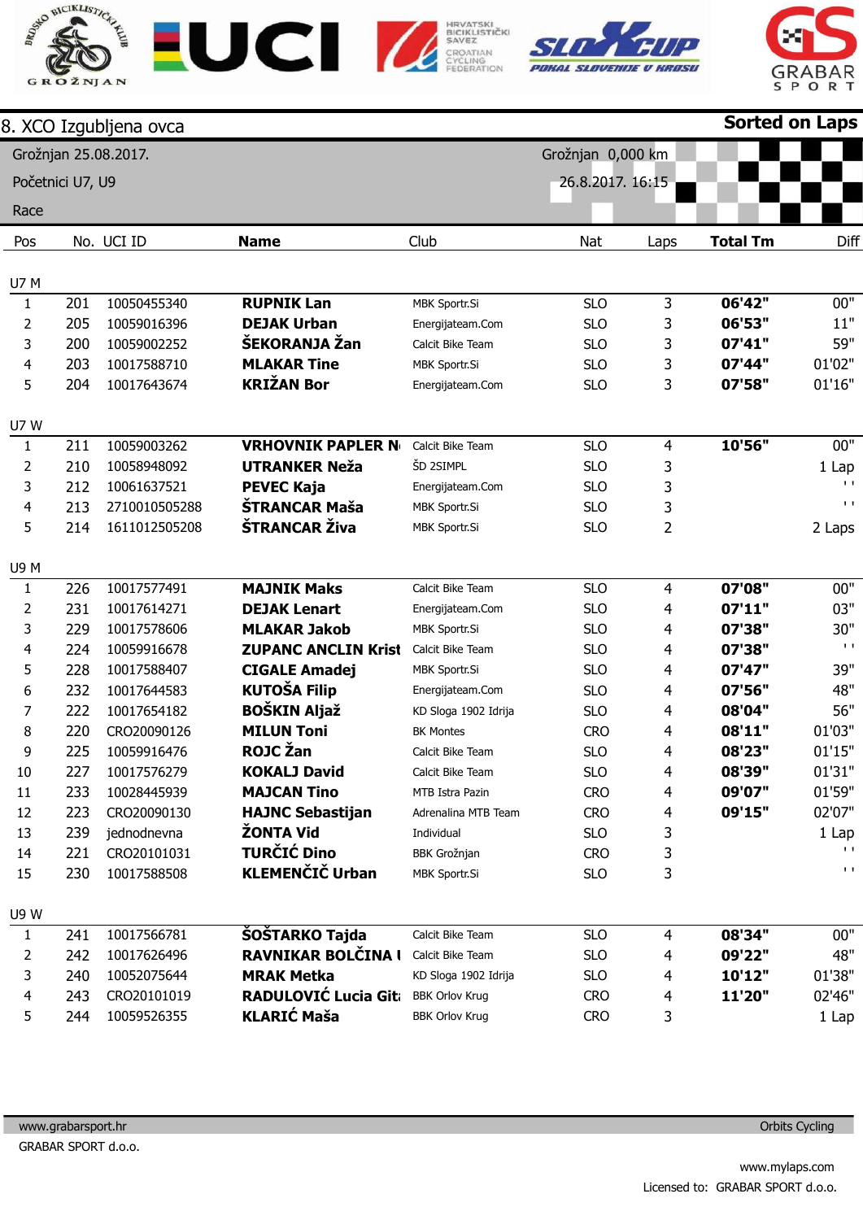## 8. XCO Izgubljena ovca

**Sorted on Laps**

Grožnjan 25.08.2017.

Početnici U7, U9

Race

Grožnjan 0,000 km

26.8.2017. 16:15

| Pos | No. | UCI ID | Name | Club | Nat | Laps | Total Tm | Diff |
|---|---|---|---|---|---|---|---|---|
| **U7 M** | | | | | | | | |
| 1 | 201 | 10050455340 | **RUPNIK Lan** | MBK Sportr.Si | SLO | 3 | **06'42"** | 00" |
| 2 | 205 | 10059016396 | **DEJAK Urban** | Energijateam.Com | SLO | 3 | **06'53"** | 11" |
| 3 | 200 | 10059002252 | **ŠEKORANJA Žan** | Calcit Bike Team | SLO | 3 | **07'41"** | 59" |
| 4 | 203 | 10017588710 | **MLAKAR Tine** | MBK Sportr.Si | SLO | 3 | **07'44"** | 01'02" |
| 5 | 204 | 10017643674 | **KRIŽAN Bor** | Energijateam.Com | SLO | 3 | **07'58"** | 01'16" |
| **U7 W** | | | | | | | | |
| 1 | 211 | 10059003262 | **VRHOVNIK PAPLER N** | Calcit Bike Team | SLO | 4 | **10'56"** | 00" |
| 2 | 210 | 10058948092 | **UTRANKER Neža** | ŠD 2SIMPL | SLO | 3 | | 1 Lap |
| 3 | 212 | 10061637521 | **PEVEC Kaja** | Energijateam.Com | SLO | 3 | | ' ' |
| 4 | 213 | 2710010505288 | **ŠTRANCAR Maša** | MBK Sportr.Si | SLO | 3 | | ' ' |
| 5 | 214 | 1611012505208 | **ŠTRANCAR Živa** | MBK Sportr.Si | SLO | 2 | | 2 Laps |
| **U9 M** | | | | | | | | |
| 1 | 226 | 10017577491 | **MAJNIK Maks** | Calcit Bike Team | SLO | 4 | **07'08"** | 00" |
| 2 | 231 | 10017614271 | **DEJAK Lenart** | Energijateam.Com | SLO | 4 | **07'11"** | 03" |
| 3 | 229 | 10017578606 | **MLAKAR Jakob** | MBK Sportr.Si | SLO | 4 | **07'38"** | 30" |
| 4 | 224 | 10059916678 | **ZUPANC ANCLIN Krist** | Calcit Bike Team | SLO | 4 | **07'38"** | ' ' |
| 5 | 228 | 10017588407 | **CIGALE Amadej** | MBK Sportr.Si | SLO | 4 | **07'47"** | 39" |
| 6 | 232 | 10017644583 | **KUTOŠA Filip** | Energijateam.Com | SLO | 4 | **07'56"** | 48" |
| 7 | 222 | 10017654182 | **BOŠKIN Aljaž** | KD Sloga 1902 Idrija | SLO | 4 | **08'04"** | 56" |
| 8 | 220 | CRO20090126 | **MILUN Toni** | BK Montes | CRO | 4 | **08'11"** | 01'03" |
| 9 | 225 | 10059916476 | **ROJC Žan** | Calcit Bike Team | SLO | 4 | **08'23"** | 01'15" |
| 10 | 227 | 10017576279 | **KOKALJ David** | Calcit Bike Team | SLO | 4 | **08'39"** | 01'31" |
| 11 | 233 | 10028445939 | **MAJCAN Tino** | MTB Istra Pazin | CRO | 4 | **09'07"** | 01'59" |
| 12 | 223 | CRO20090130 | **HAJNC Sebastijan** | Adrenalina MTB Team | CRO | 4 | **09'15"** | 02'07" |
| 13 | 239 | jednodnevna | **ŽONTA Vid** | Individual | SLO | 3 | | 1 Lap |
| 14 | 221 | CRO20101031 | **TURČIĆ Dino** | BBK Grožnjan | CRO | 3 | | ' ' |
| 15 | 230 | 10017588508 | **KLEMENČIČ Urban** | MBK Sportr.Si | SLO | 3 | | ' ' |
| **U9 W** | | | | | | | | |
| 1 | 241 | 10017566781 | **ŠOŠTARKO Tajda** | Calcit Bike Team | SLO | 4 | **08'34"** | 00" |
| 2 | 242 | 10017626496 | **RAVNIKAR BOLČINA I** | Calcit Bike Team | SLO | 4 | **09'22"** | 48" |
| 3 | 240 | 10052075644 | **MRAK Metka** | KD Sloga 1902 Idrija | SLO | 4 | **10'12"** | 01'38" |
| 4 | 243 | CRO20101019 | **RADULOVIĆ Lucia Git** | BBK Orlov Krug | CRO | 4 | **11'20"** | 02'46" |
| 5 | 244 | 10059526355 | **KLARIĆ Maša** | BBK Orlov Krug | CRO | 3 | | 1 Lap |

www.grabarsport.hr

GRABAR SPORT d.o.o.

Orbits Cycling

www.mylaps.com

Licensed to: GRABAR SPORT d.o.o.